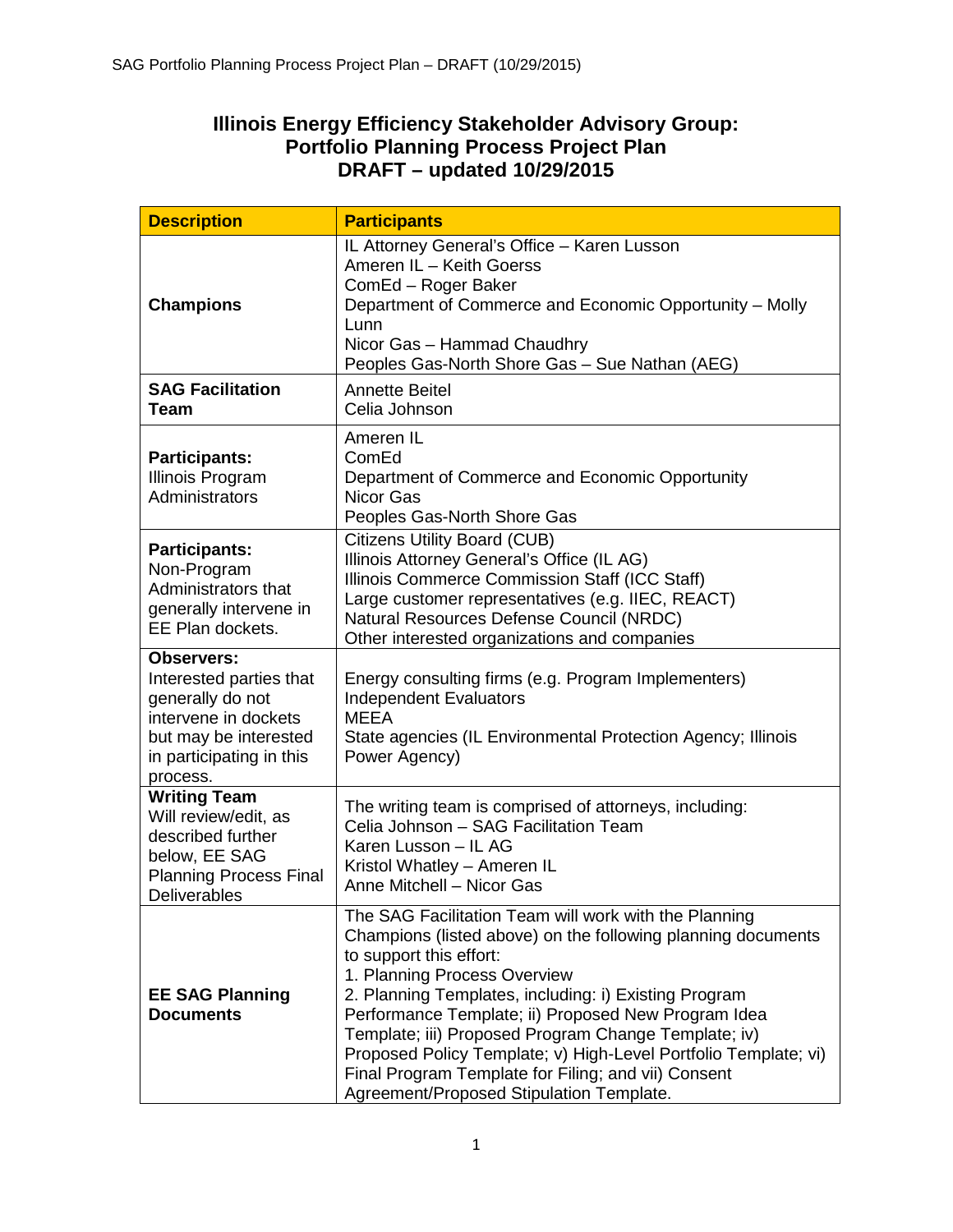# Illinois Energy Efficiency Stakeholder Advisory Group: Portfolio Planning Process Project Plan DRAFT – updated 10/29/2015

| Description | Participants |
|---|---|
| **Champions** | IL Attorney General's Office – Karen Lusson<br>Ameren IL – Keith Goerss<br>ComEd – Roger Baker<br>Department of Commerce and Economic Opportunity – Molly Lunn<br>Nicor Gas – Hammad Chaudhry<br>Peoples Gas-North Shore Gas – Sue Nathan (AEG) |
| **SAG Facilitation Team** | Annette Beitel<br>Celia Johnson |
| **Participants:** Illinois Program Administrators | Ameren IL<br>ComEd<br>Department of Commerce and Economic Opportunity<br>Nicor Gas<br>Peoples Gas-North Shore Gas |
| **Participants:** Non-Program Administrators that generally intervene in EE Plan dockets. | Citizens Utility Board (CUB)<br>Illinois Attorney General's Office (IL AG)<br>Illinois Commerce Commission Staff (ICC Staff)<br>Large customer representatives (e.g. IIEC, REACT)<br>Natural Resources Defense Council (NRDC)<br>Other interested organizations and companies |
| **Observers:** Interested parties that generally do not intervene in dockets but may be interested in participating in this process. | Energy consulting firms (e.g. Program Implementers)<br>Independent Evaluators<br>MEEA<br>State agencies (IL Environmental Protection Agency; Illinois Power Agency) |
| **Writing Team** Will review/edit, as described further below, EE SAG Planning Process Final Deliverables | The writing team is comprised of attorneys, including:<br>Celia Johnson – SAG Facilitation Team<br>Karen Lusson – IL AG<br>Kristol Whatley – Ameren IL<br>Anne Mitchell – Nicor Gas |
| **EE SAG Planning Documents** | The SAG Facilitation Team will work with the Planning Champions (listed above) on the following planning documents to support this effort:<br>1. Planning Process Overview<br>2. Planning Templates, including: i) Existing Program Performance Template; ii) Proposed New Program Idea Template; iii) Proposed Program Change Template; iv) Proposed Policy Template; v) High-Level Portfolio Template; vi) Final Program Template for Filing; and vii) Consent Agreement/Proposed Stipulation Template. |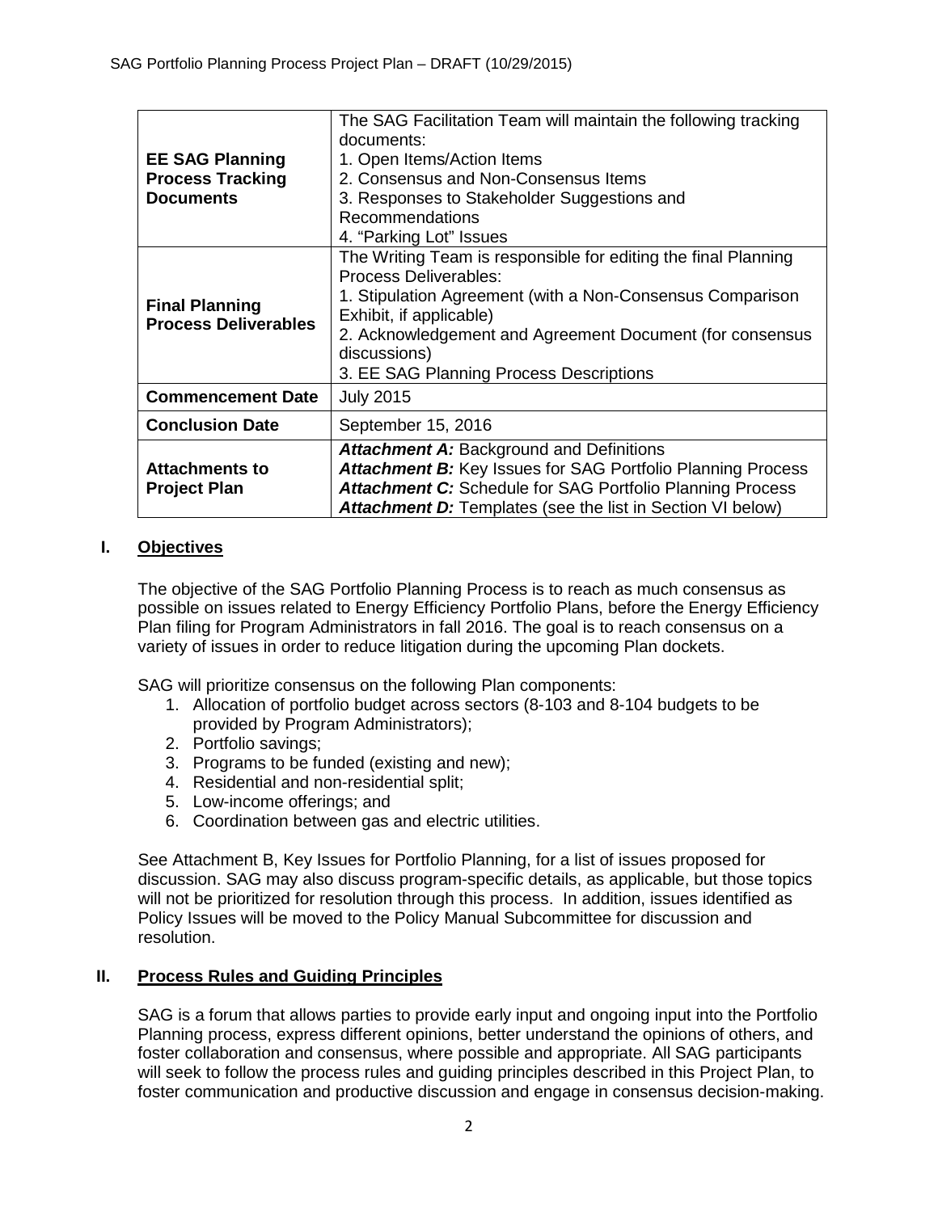| | |
|---|---|
| **EE SAG Planning Process Tracking Documents** | The SAG Facilitation Team will maintain the following tracking documents:<br>1. Open Items/Action Items<br>2. Consensus and Non-Consensus Items<br>3. Responses to Stakeholder Suggestions and Recommendations<br>4. "Parking Lot" Issues |
| **Final Planning Process Deliverables** | The Writing Team is responsible for editing the final Planning Process Deliverables:<br>1. Stipulation Agreement (with a Non-Consensus Comparison Exhibit, if applicable)<br>2. Acknowledgement and Agreement Document (for consensus discussions)<br>3. EE SAG Planning Process Descriptions |
| **Commencement Date** | July 2015 |
| **Conclusion Date** | September 15, 2016 |
| **Attachments to Project Plan** | ***Attachment A:*** Background and Definitions<br>***Attachment B:*** Key Issues for SAG Portfolio Planning Process<br>***Attachment C:*** Schedule for SAG Portfolio Planning Process<br>***Attachment D:*** Templates (see the list in Section VI below) |

## I. Objectives

The objective of the SAG Portfolio Planning Process is to reach as much consensus as possible on issues related to Energy Efficiency Portfolio Plans, before the Energy Efficiency Plan filing for Program Administrators in fall 2016. The goal is to reach consensus on a variety of issues in order to reduce litigation during the upcoming Plan dockets.

SAG will prioritize consensus on the following Plan components:

1. Allocation of portfolio budget across sectors (8-103 and 8-104 budgets to be provided by Program Administrators);
2. Portfolio savings;
3. Programs to be funded (existing and new);
4. Residential and non-residential split;
5. Low-income offerings; and
6. Coordination between gas and electric utilities.

See Attachment B, Key Issues for Portfolio Planning, for a list of issues proposed for discussion. SAG may also discuss program-specific details, as applicable, but those topics will not be prioritized for resolution through this process. In addition, issues identified as Policy Issues will be moved to the Policy Manual Subcommittee for discussion and resolution.

## II. Process Rules and Guiding Principles

SAG is a forum that allows parties to provide early input and ongoing input into the Portfolio Planning process, express different opinions, better understand the opinions of others, and foster collaboration and consensus, where possible and appropriate. All SAG participants will seek to follow the process rules and guiding principles described in this Project Plan, to foster communication and productive discussion and engage in consensus decision-making.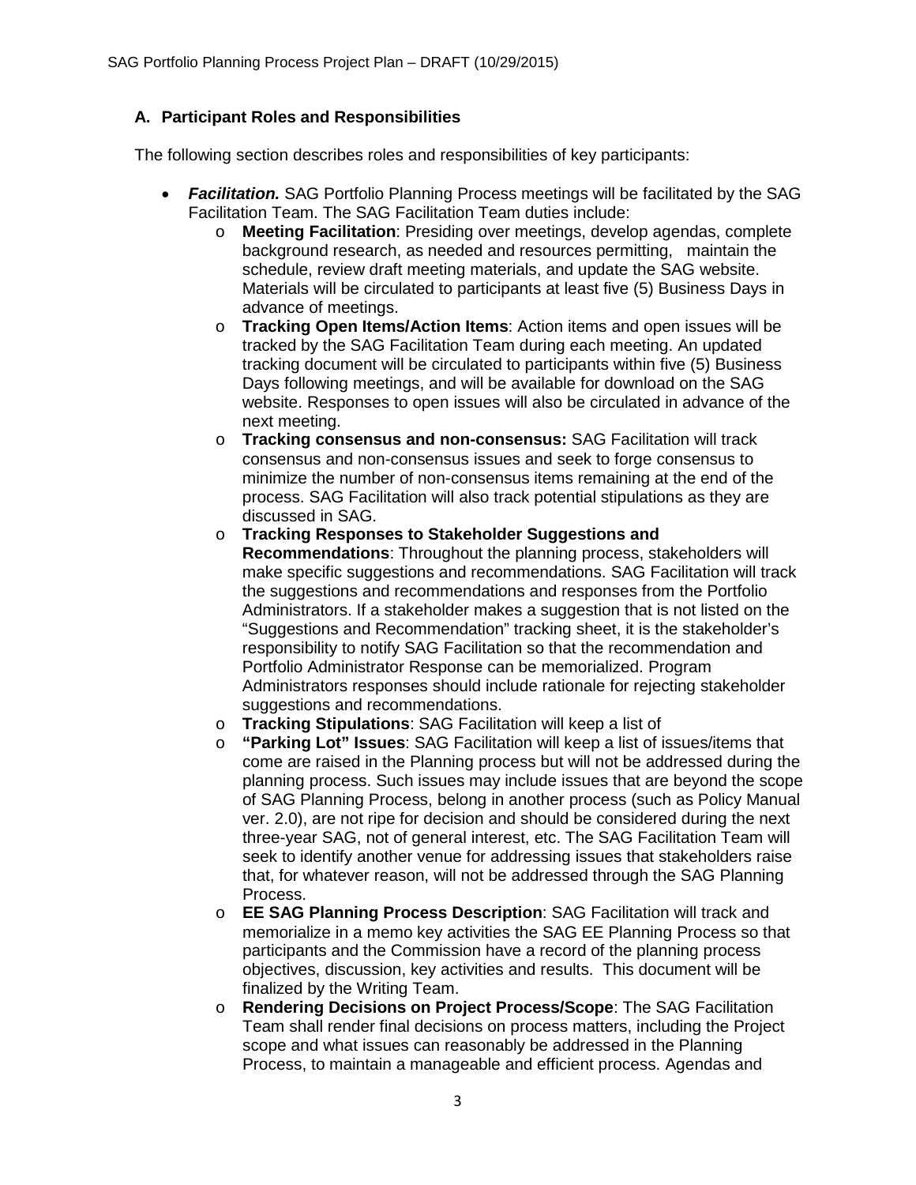## A. Participant Roles and Responsibilities

The following section describes roles and responsibilities of key participants:

- ***Facilitation.*** SAG Portfolio Planning Process meetings will be facilitated by the SAG Facilitation Team. The SAG Facilitation Team duties include:
  - **Meeting Facilitation**: Presiding over meetings, develop agendas, complete background research, as needed and resources permitting, maintain the schedule, review draft meeting materials, and update the SAG website. Materials will be circulated to participants at least five (5) Business Days in advance of meetings.
  - **Tracking Open Items/Action Items**: Action items and open issues will be tracked by the SAG Facilitation Team during each meeting. An updated tracking document will be circulated to participants within five (5) Business Days following meetings, and will be available for download on the SAG website. Responses to open issues will also be circulated in advance of the next meeting.
  - **Tracking consensus and non-consensus:** SAG Facilitation will track consensus and non-consensus issues and seek to forge consensus to minimize the number of non-consensus items remaining at the end of the process. SAG Facilitation will also track potential stipulations as they are discussed in SAG.
  - **Tracking Responses to Stakeholder Suggestions and Recommendations**: Throughout the planning process, stakeholders will make specific suggestions and recommendations. SAG Facilitation will track the suggestions and recommendations and responses from the Portfolio Administrators. If a stakeholder makes a suggestion that is not listed on the "Suggestions and Recommendation" tracking sheet, it is the stakeholder's responsibility to notify SAG Facilitation so that the recommendation and Portfolio Administrator Response can be memorialized. Program Administrators responses should include rationale for rejecting stakeholder suggestions and recommendations.
  - **Tracking Stipulations**: SAG Facilitation will keep a list of
  - **"Parking Lot" Issues**: SAG Facilitation will keep a list of issues/items that come are raised in the Planning process but will not be addressed during the planning process. Such issues may include issues that are beyond the scope of SAG Planning Process, belong in another process (such as Policy Manual ver. 2.0), are not ripe for decision and should be considered during the next three-year SAG, not of general interest, etc. The SAG Facilitation Team will seek to identify another venue for addressing issues that stakeholders raise that, for whatever reason, will not be addressed through the SAG Planning Process.
  - **EE SAG Planning Process Description**: SAG Facilitation will track and memorialize in a memo key activities the SAG EE Planning Process so that participants and the Commission have a record of the planning process objectives, discussion, key activities and results. This document will be finalized by the Writing Team.
  - **Rendering Decisions on Project Process/Scope**: The SAG Facilitation Team shall render final decisions on process matters, including the Project scope and what issues can reasonably be addressed in the Planning Process, to maintain a manageable and efficient process. Agendas and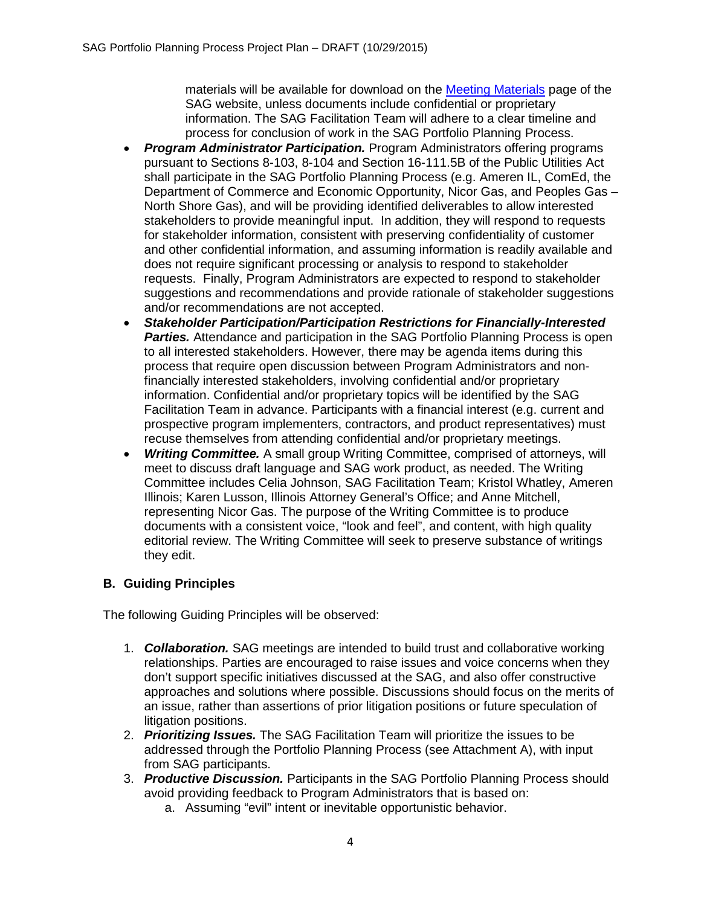materials will be available for download on the [Meeting Materials] page of the SAG website, unless documents include confidential or proprietary information. The SAG Facilitation Team will adhere to a clear timeline and process for conclusion of work in the SAG Portfolio Planning Process.

- ***Program Administrator Participation.*** Program Administrators offering programs pursuant to Sections 8-103, 8-104 and Section 16-111.5B of the Public Utilities Act shall participate in the SAG Portfolio Planning Process (e.g. Ameren IL, ComEd, the Department of Commerce and Economic Opportunity, Nicor Gas, and Peoples Gas – North Shore Gas), and will be providing identified deliverables to allow interested stakeholders to provide meaningful input. In addition, they will respond to requests for stakeholder information, consistent with preserving confidentiality of customer and other confidential information, and assuming information is readily available and does not require significant processing or analysis to respond to stakeholder requests. Finally, Program Administrators are expected to respond to stakeholder suggestions and recommendations and provide rationale of stakeholder suggestions and/or recommendations are not accepted.
- ***Stakeholder Participation/Participation Restrictions for Financially-Interested Parties.*** Attendance and participation in the SAG Portfolio Planning Process is open to all interested stakeholders. However, there may be agenda items during this process that require open discussion between Program Administrators and non-financially interested stakeholders, involving confidential and/or proprietary information. Confidential and/or proprietary topics will be identified by the SAG Facilitation Team in advance. Participants with a financial interest (e.g. current and prospective program implementers, contractors, and product representatives) must recuse themselves from attending confidential and/or proprietary meetings.
- ***Writing Committee.*** A small group Writing Committee, comprised of attorneys, will meet to discuss draft language and SAG work product, as needed. The Writing Committee includes Celia Johnson, SAG Facilitation Team; Kristol Whatley, Ameren Illinois; Karen Lusson, Illinois Attorney General's Office; and Anne Mitchell, representing Nicor Gas. The purpose of the Writing Committee is to produce documents with a consistent voice, "look and feel", and content, with high quality editorial review. The Writing Committee will seek to preserve substance of writings they edit.

### B. Guiding Principles

The following Guiding Principles will be observed:

1. ***Collaboration.*** SAG meetings are intended to build trust and collaborative working relationships. Parties are encouraged to raise issues and voice concerns when they don't support specific initiatives discussed at the SAG, and also offer constructive approaches and solutions where possible. Discussions should focus on the merits of an issue, rather than assertions of prior litigation positions or future speculation of litigation positions.
2. ***Prioritizing Issues.*** The SAG Facilitation Team will prioritize the issues to be addressed through the Portfolio Planning Process (see Attachment A), with input from SAG participants.
3. ***Productive Discussion.*** Participants in the SAG Portfolio Planning Process should avoid providing feedback to Program Administrators that is based on:
   a. Assuming "evil" intent or inevitable opportunistic behavior.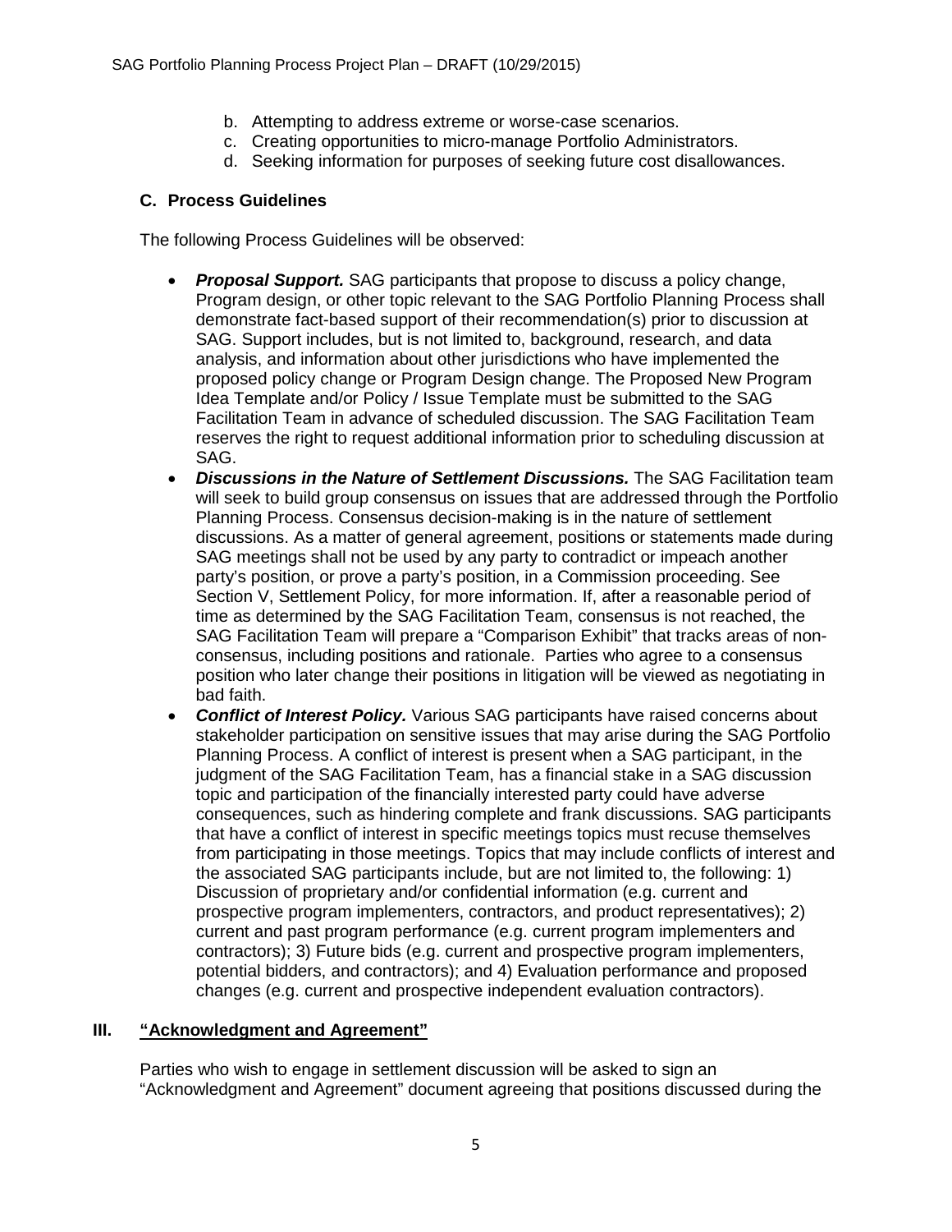b. Attempting to address extreme or worse-case scenarios.
c. Creating opportunities to micro-manage Portfolio Administrators.
d. Seeking information for purposes of seeking future cost disallowances.

### C. Process Guidelines

The following Process Guidelines will be observed:

- ***Proposal Support.*** SAG participants that propose to discuss a policy change, Program design, or other topic relevant to the SAG Portfolio Planning Process shall demonstrate fact-based support of their recommendation(s) prior to discussion at SAG. Support includes, but is not limited to, background, research, and data analysis, and information about other jurisdictions who have implemented the proposed policy change or Program Design change. The Proposed New Program Idea Template and/or Policy / Issue Template must be submitted to the SAG Facilitation Team in advance of scheduled discussion. The SAG Facilitation Team reserves the right to request additional information prior to scheduling discussion at SAG.
- ***Discussions in the Nature of Settlement Discussions.*** The SAG Facilitation team will seek to build group consensus on issues that are addressed through the Portfolio Planning Process. Consensus decision-making is in the nature of settlement discussions. As a matter of general agreement, positions or statements made during SAG meetings shall not be used by any party to contradict or impeach another party's position, or prove a party's position, in a Commission proceeding. See Section V, Settlement Policy, for more information. If, after a reasonable period of time as determined by the SAG Facilitation Team, consensus is not reached, the SAG Facilitation Team will prepare a "Comparison Exhibit" that tracks areas of non-consensus, including positions and rationale. Parties who agree to a consensus position who later change their positions in litigation will be viewed as negotiating in bad faith.
- ***Conflict of Interest Policy.*** Various SAG participants have raised concerns about stakeholder participation on sensitive issues that may arise during the SAG Portfolio Planning Process. A conflict of interest is present when a SAG participant, in the judgment of the SAG Facilitation Team, has a financial stake in a SAG discussion topic and participation of the financially interested party could have adverse consequences, such as hindering complete and frank discussions. SAG participants that have a conflict of interest in specific meetings topics must recuse themselves from participating in those meetings. Topics that may include conflicts of interest and the associated SAG participants include, but are not limited to, the following: 1) Discussion of proprietary and/or confidential information (e.g. current and prospective program implementers, contractors, and product representatives); 2) current and past program performance (e.g. current program implementers and contractors); 3) Future bids (e.g. current and prospective program implementers, potential bidders, and contractors); and 4) Evaluation performance and proposed changes (e.g. current and prospective independent evaluation contractors).

## III. "Acknowledgment and Agreement"

Parties who wish to engage in settlement discussion will be asked to sign an "Acknowledgment and Agreement" document agreeing that positions discussed during the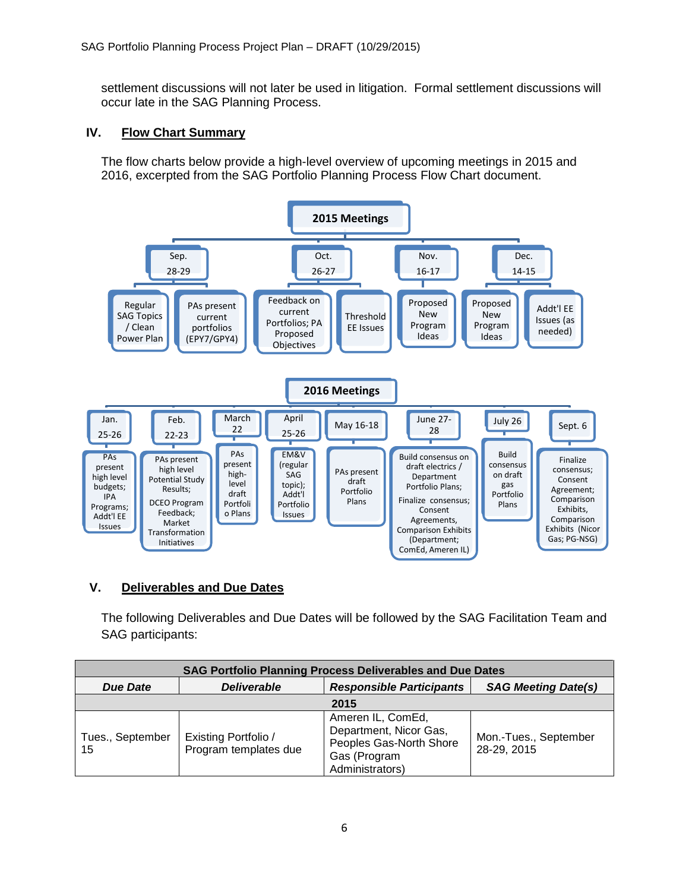settlement discussions will not later be used in litigation. Formal settlement discussions will occur late in the SAG Planning Process.

## IV. Flow Chart Summary

The flow charts below provide a high-level overview of upcoming meetings in 2015 and 2016, excerpted from the SAG Portfolio Planning Process Flow Chart document.

**2015 Meetings**

- **Sep. 28-29**
  - Regular SAG Topics / Clean Power Plan
  - PAs present current portfolios (EPY7/GPY4)
- **Oct. 26-27**
  - Feedback on current Portfolios; PA Proposed Objectives
  - Threshold EE Issues
- **Nov. 16-17**
  - Proposed New Program Ideas
- **Dec. 14-15**
  - Proposed New Program Ideas
  - Addt'l EE Issues (as needed)

**2016 Meetings**

- **Jan. 25-26**
  - PAs present high level budgets; IPA Programs; Addt'l EE Issues
- **Feb. 22-23**
  - PAs present high level Potential Study Results; DCEO Program Feedback; Market Transformation Initiatives
- **March 22**
  - PAs present high-level draft Portfolio Plans
- **April 25-26**
  - EM&V (regular SAG topic); Addt'l Portfolio Issues
- **May 16-18**
  - PAs present draft Portfolio Plans
- **June 27-28**
  - Build consensus on draft electrics / Department Portfolio Plans; Finalize consensus; Consent Agreements, Comparison Exhibits (Department; ComEd, Ameren IL)
- **July 26**
  - Build consensus on draft gas Portfolio Plans
- **Sept. 6**
  - Finalize consensus; Consent Agreement; Comparison Exhibits, Comparison Exhibits (Nicor Gas; PG-NSG)

## V. Deliverables and Due Dates

The following Deliverables and Due Dates will be followed by the SAG Facilitation Team and SAG participants:

| SAG Portfolio Planning Process Deliverables and Due Dates | | | |
|---|---|---|---|
| ***Due Date*** | ***Deliverable*** | ***Responsible Participants*** | ***SAG Meeting Date(s)*** |
| **2015** | | | |
| Tues., September 15 | Existing Portfolio / Program templates due | Ameren IL, ComEd, Department, Nicor Gas, Peoples Gas-North Shore Gas (Program Administrators) | Mon.-Tues., September 28-29, 2015 |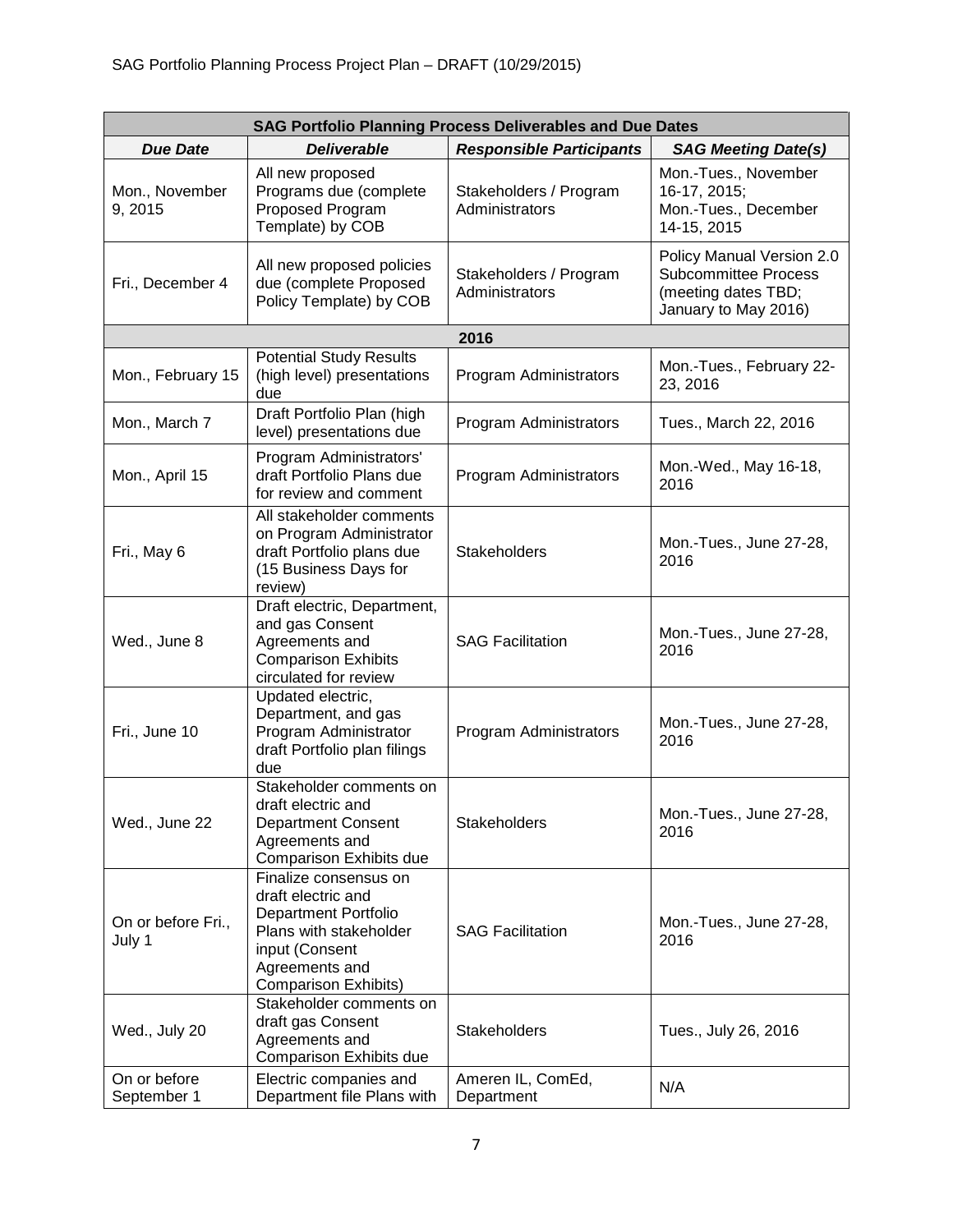| SAG Portfolio Planning Process Deliverables and Due Dates | | | |
|---|---|---|---|
| ***Due Date*** | ***Deliverable*** | ***Responsible Participants*** | ***SAG Meeting Date(s)*** |
| Mon., November 9, 2015 | All new proposed Programs due (complete Proposed Program Template) by COB | Stakeholders / Program Administrators | Mon.-Tues., November 16-17, 2015; Mon.-Tues., December 14-15, 2015 |
| Fri., December 4 | All new proposed policies due (complete Proposed Policy Template) by COB | Stakeholders / Program Administrators | Policy Manual Version 2.0 Subcommittee Process (meeting dates TBD; January to May 2016) |
| **2016** | | | |
| Mon., February 15 | Potential Study Results (high level) presentations due | Program Administrators | Mon.-Tues., February 22-23, 2016 |
| Mon., March 7 | Draft Portfolio Plan (high level) presentations due | Program Administrators | Tues., March 22, 2016 |
| Mon., April 15 | Program Administrators' draft Portfolio Plans due for review and comment | Program Administrators | Mon.-Wed., May 16-18, 2016 |
| Fri., May 6 | All stakeholder comments on Program Administrator draft Portfolio plans due (15 Business Days for review) | Stakeholders | Mon.-Tues., June 27-28, 2016 |
| Wed., June 8 | Draft electric, Department, and gas Consent Agreements and Comparison Exhibits circulated for review | SAG Facilitation | Mon.-Tues., June 27-28, 2016 |
| Fri., June 10 | Updated electric, Department, and gas Program Administrator draft Portfolio plan filings due | Program Administrators | Mon.-Tues., June 27-28, 2016 |
| Wed., June 22 | Stakeholder comments on draft electric and Department Consent Agreements and Comparison Exhibits due | Stakeholders | Mon.-Tues., June 27-28, 2016 |
| On or before Fri., July 1 | Finalize consensus on draft electric and Department Portfolio Plans with stakeholder input (Consent Agreements and Comparison Exhibits) | SAG Facilitation | Mon.-Tues., June 27-28, 2016 |
| Wed., July 20 | Stakeholder comments on draft gas Consent Agreements and Comparison Exhibits due | Stakeholders | Tues., July 26, 2016 |
| On or before September 1 | Electric companies and Department file Plans with | Ameren IL, ComEd, Department | N/A |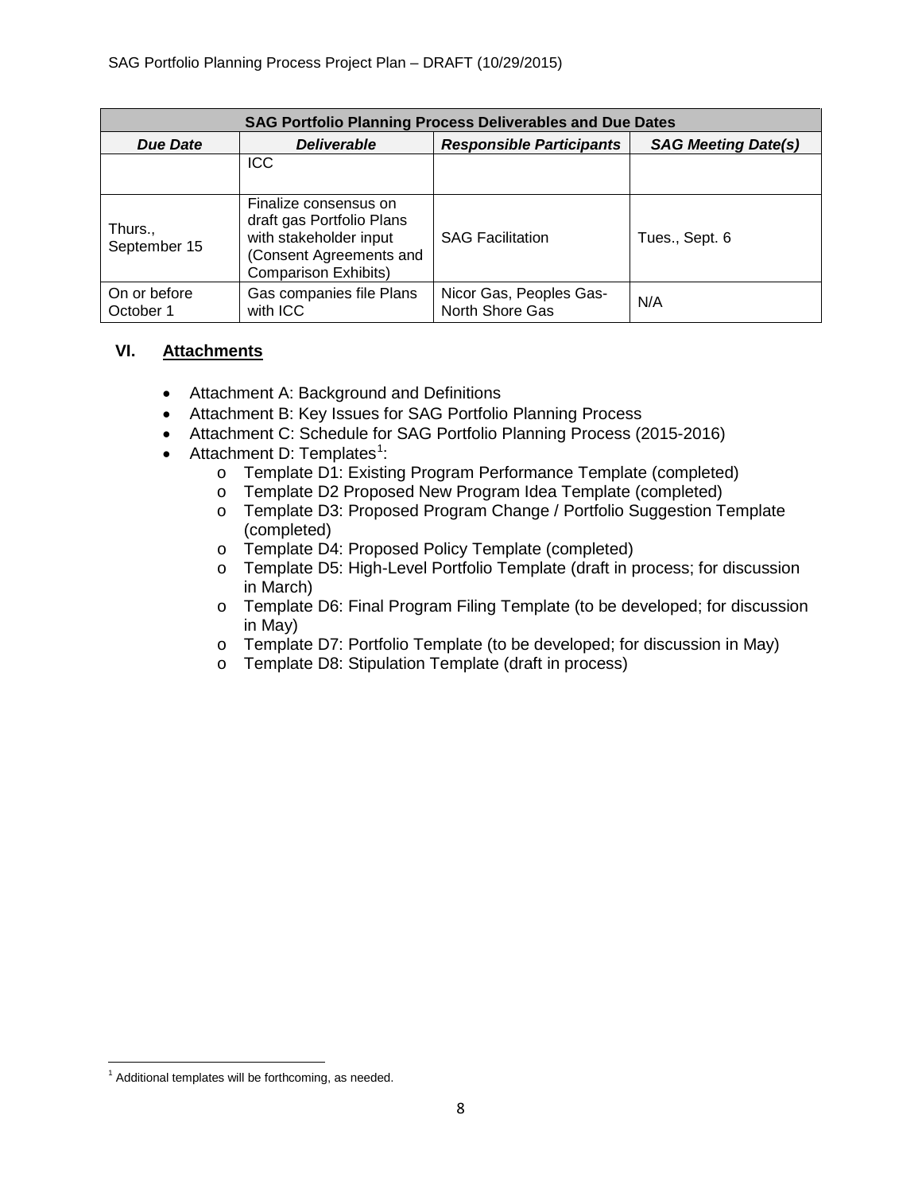| SAG Portfolio Planning Process Deliverables and Due Dates | | | |
|---|---|---|---|
| ***Due Date*** | ***Deliverable*** | ***Responsible Participants*** | ***SAG Meeting Date(s)*** |
| | ICC | | |
| Thurs., September 15 | Finalize consensus on draft gas Portfolio Plans with stakeholder input (Consent Agreements and Comparison Exhibits) | SAG Facilitation | Tues., Sept. 6 |
| On or before October 1 | Gas companies file Plans with ICC | Nicor Gas, Peoples Gas-North Shore Gas | N/A |

## VI. Attachments

- Attachment A: Background and Definitions
- Attachment B: Key Issues for SAG Portfolio Planning Process
- Attachment C: Schedule for SAG Portfolio Planning Process (2015-2016)
- Attachment D: Templates[1]:
  - Template D1: Existing Program Performance Template (completed)
  - Template D2 Proposed New Program Idea Template (completed)
  - Template D3: Proposed Program Change / Portfolio Suggestion Template (completed)
  - Template D4: Proposed Policy Template (completed)
  - Template D5: High-Level Portfolio Template (draft in process; for discussion in March)
  - Template D6: Final Program Filing Template (to be developed; for discussion in May)
  - Template D7: Portfolio Template (to be developed; for discussion in May)
  - Template D8: Stipulation Template (draft in process)

[1] Additional templates will be forthcoming, as needed.